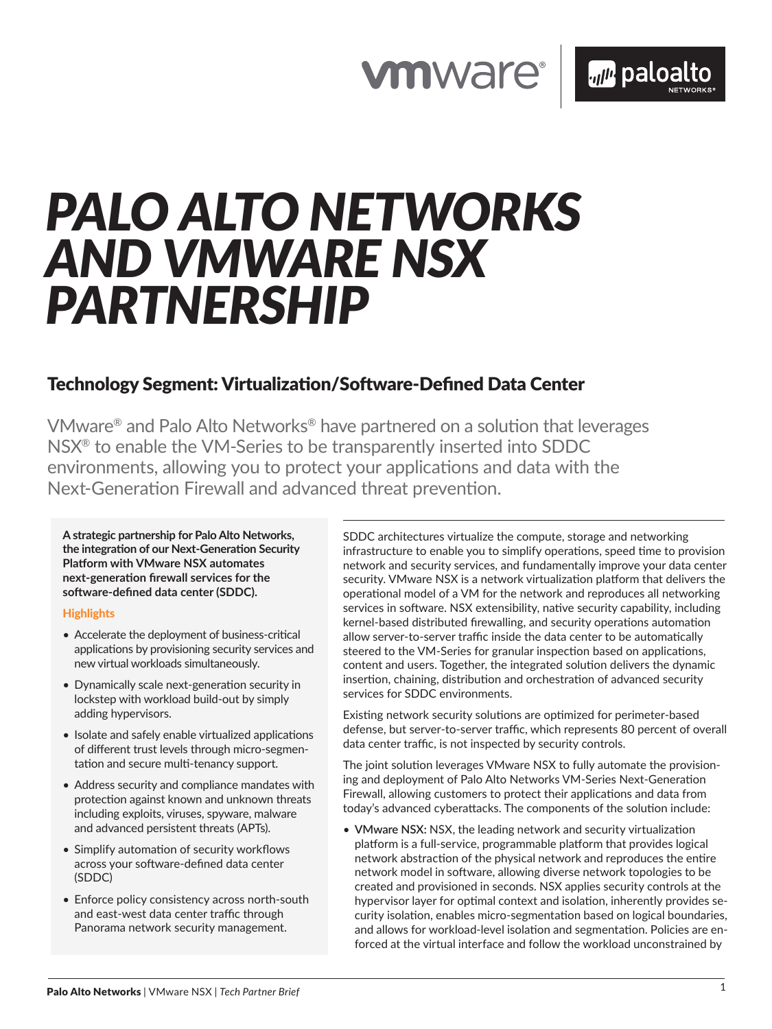# PALO ALTO NETWORKS AND VMWARE NSX PARTNERSHIP

## Technology Segment: Virtualization/Software-Defined Data Center

VMware® and Palo Alto Networks® have partnered on a solution that leverages NSX® to enable the VM-Series to be transparently inserted into SDDC environments, allowing you to protect your applications and data with the Next-Generation Firewall and advanced threat prevention.

**A strategic partnership for Palo Alto Networks, the integration of our Next-Generation Security Platform with VMware NSX automates next-generation firewall services for the software-defined data center (SDDC).**

### Highlights

- Accelerate the deployment of business-critical applications by provisioning security services and new virtual workloads simultaneously.
- Dynamically scale next-generation security in lockstep with workload build-out by simply adding hypervisors.
- Isolate and safely enable virtualized applications of different trust levels through micro-segmentation and secure multi-tenancy support.
- Address security and compliance mandates with protection against known and unknown threats including exploits, viruses, spyware, malware and advanced persistent threats (APTs).
- Simplify automation of security workflows across your software-defined data center (SDDC)
- Enforce policy consistency across north-south and east-west data center traffic through Panorama network security management.

SDDC architectures virtualize the compute, storage and networking infrastructure to enable you to simplify operations, speed time to provision network and security services, and fundamentally improve your data center security. VMware NSX is a network virtualization platform that delivers the operational model of a VM for the network and reproduces all networking services in software. NSX extensibility, native security capability, including kernel-based distributed firewalling, and security operations automation allow server-to-server traffic inside the data center to be automatically steered to the VM-Series for granular inspection based on applications, content and users. Together, the integrated solution delivers the dynamic insertion, chaining, distribution and orchestration of advanced security services for SDDC environments.

Existing network security solutions are optimized for perimeter-based defense, but server-to-server traffic, which represents 80 percent of overall data center traffic, is not inspected by security controls.

The joint solution leverages VMware NSX to fully automate the provisioning and deployment of Palo Alto Networks VM-Series Next-Generation Firewall, allowing customers to protect their applications and data from today's advanced cyberattacks. The components of the solution include:

- **VMware NSX:** NSX, the leading network and security virtualization platform is a full-service, programmable platform that provides logical network abstraction of the physical network and reproduces the entire network model in software, allowing diverse network topologies to be created and provisioned in seconds. NSX applies security controls at the hypervisor layer for optimal context and isolation, inherently provides security isolation, enables micro-segmentation based on logical boundaries, and allows for workload-level isolation and segmentation. Policies are enforced at the virtual interface and follow the workload unconstrained by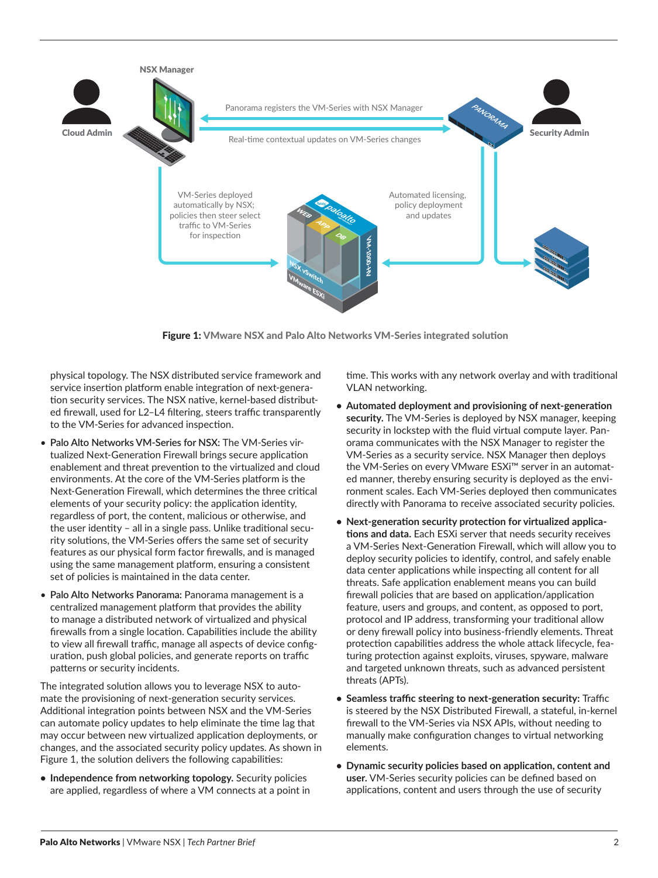**Figure 1:** VMware NSX and Palo Alto Networks VM-Series integrated solution

physical topology. The NSX distributed service framework and service insertion platform enable integration of next-generation security services. The NSX native, kernel-based distributed firewall, used for L2–L4 filtering, steers traffic transparently to the VM-Series for advanced inspection.

- **Palo Alto Networks VM-Series for NSX:** The VM-Series virtualized Next-Generation Firewall brings secure application enablement and threat prevention to the virtualized and cloud environments. At the core of the VM-Series platform is the Next-Generation Firewall, which determines the three critical elements of your security policy: the application identity, regardless of port, the content, malicious or otherwise, and the user identity – all in a single pass. Unlike traditional security solutions, the VM-Series offers the same set of security features as our physical form factor firewalls, and is managed using the same management platform, ensuring a consistent set of policies is maintained in the data center.
- **Palo Alto Networks Panorama:** Panorama management is a centralized management platform that provides the ability to manage a distributed network of virtualized and physical firewalls from a single location. Capabilities include the ability to view all firewall traffic, manage all aspects of device configuration, push global policies, and generate reports on traffic patterns or security incidents.

The integrated solution allows you to leverage NSX to automate the provisioning of next-generation security services. Additional integration points between NSX and the VM-Series can automate policy updates to help eliminate the time lag that may occur between new virtualized application deployments, or changes, and the associated security policy updates. As shown in Figure 1, the solution delivers the following capabilities:

- **Independence from networking topology.** Security policies are applied, regardless of where a VM connects at a point in time. This works with any network overlay and with traditional VLAN networking.
- **Automated deployment and provisioning of next-generation security.** The VM-Series is deployed by NSX manager, keeping security in lockstep with the fluid virtual compute layer. Panorama communicates with the NSX Manager to register the VM-Series as a security service. NSX Manager then deploys the VM-Series on every VMware ESXi™ server in an automated manner, thereby ensuring security is deployed as the environment scales. Each VM-Series deployed then communicates directly with Panorama to receive associated security policies.
- **Next-generation security protection for virtualized applications and data.** Each ESXi server that needs security receives a VM-Series Next-Generation Firewall, which will allow you to deploy security policies to identify, control, and safely enable data center applications while inspecting all content for all threats. Safe application enablement means you can build firewall policies that are based on application/application feature, users and groups, and content, as opposed to port, protocol and IP address, transforming your traditional allow or deny firewall policy into business-friendly elements. Threat protection capabilities address the whole attack lifecycle, featuring protection against exploits, viruses, spyware, malware and targeted unknown threats, such as advanced persistent threats (APTs).
- **Seamless traffic steering to next-generation security:** Traffic is steered by the NSX Distributed Firewall, a stateful, in-kernel firewall to the VM-Series via NSX APIs, without needing to manually make configuration changes to virtual networking elements.
- **Dynamic security policies based on application, content and user.** VM-Series security policies can be defined based on applications, content and users through the use of security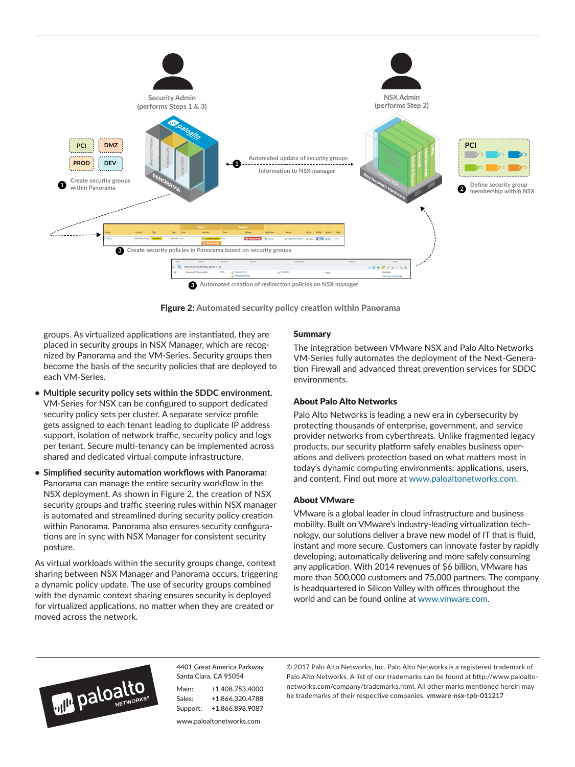Security Admin
(performs Steps 1 & 3)

NSX Admin
(performs Step 2)

PCI DMZ PROD DEV

1 Create security groups within Panorama

1 Automated update of security groups Information to NSX manager

2 Define security group membership within NSX

3 Create security policies in Panorama based on security groups

3 Automated creation of redirection policies on NSX manager

**Figure 2:** Automated security policy creation within Panorama

groups. As virtualized applications are instantiated, they are placed in security groups in NSX Manager, which are recognized by Panorama and the VM-Series. Security groups then become the basis of the security policies that are deployed to each VM-Series.

- **Multiple security policy sets within the SDDC environment.** VM-Series for NSX can be configured to support dedicated security policy sets per cluster. A separate service profile gets assigned to each tenant leading to duplicate IP address support, isolation of network traffic, security policy and logs per tenant. Secure multi-tenancy can be implemented across shared and dedicated virtual compute infrastructure.
- **Simplified security automation workflows with Panorama:** Panorama can manage the entire security workflow in the NSX deployment. As shown in Figure 2, the creation of NSX security groups and traffic steering rules within NSX manager is automated and streamlined during security policy creation within Panorama. Panorama also ensures security configurations are in sync with NSX Manager for consistent security posture.

As virtual workloads within the security groups change, context sharing between NSX Manager and Panorama occurs, triggering a dynamic policy update. The use of security groups combined with the dynamic context sharing ensures security is deployed for virtualized applications, no matter when they are created or moved across the network.

## Summary

The integration between VMware NSX and Palo Alto Networks VM-Series fully automates the deployment of the Next-Generation Firewall and advanced threat prevention services for SDDC environments.

## About Palo Alto Networks

Palo Alto Networks is leading a new era in cybersecurity by protecting thousands of enterprise, government, and service provider networks from cyberthreats. Unlike fragmented legacy products, our security platform safely enables business operations and delivers protection based on what matters most in today's dynamic computing environments: applications, users, and content. Find out more at www.paloaltonetworks.com.

## About VMware

VMware is a global leader in cloud infrastructure and business mobility. Built on VMware's industry-leading virtualization technology, our solutions deliver a brave new model of IT that is fluid, instant and more secure. Customers can innovate faster by rapidly developing, automatically delivering and more safely consuming any application. With 2014 revenues of $6 billion, VMware has more than 500,000 customers and 75,000 partners. The company is headquartered in Silicon Valley with offices throughout the world and can be found online at www.vmware.com.

4401 Great America Parkway
Santa Clara, CA 95054

Main: +1.408.753.4000
Sales: +1.866.320.4788
Support: +1.866.898.9087

www.paloaltonetworks.com

© 2017 Palo Alto Networks, Inc. Palo Alto Networks is a registered trademark of Palo Alto Networks. A list of our trademarks can be found at http://www.paloaltonetworks.com/company/trademarks.html. All other marks mentioned herein may be trademarks of their respective companies. vmware-nsx-tpb-011217